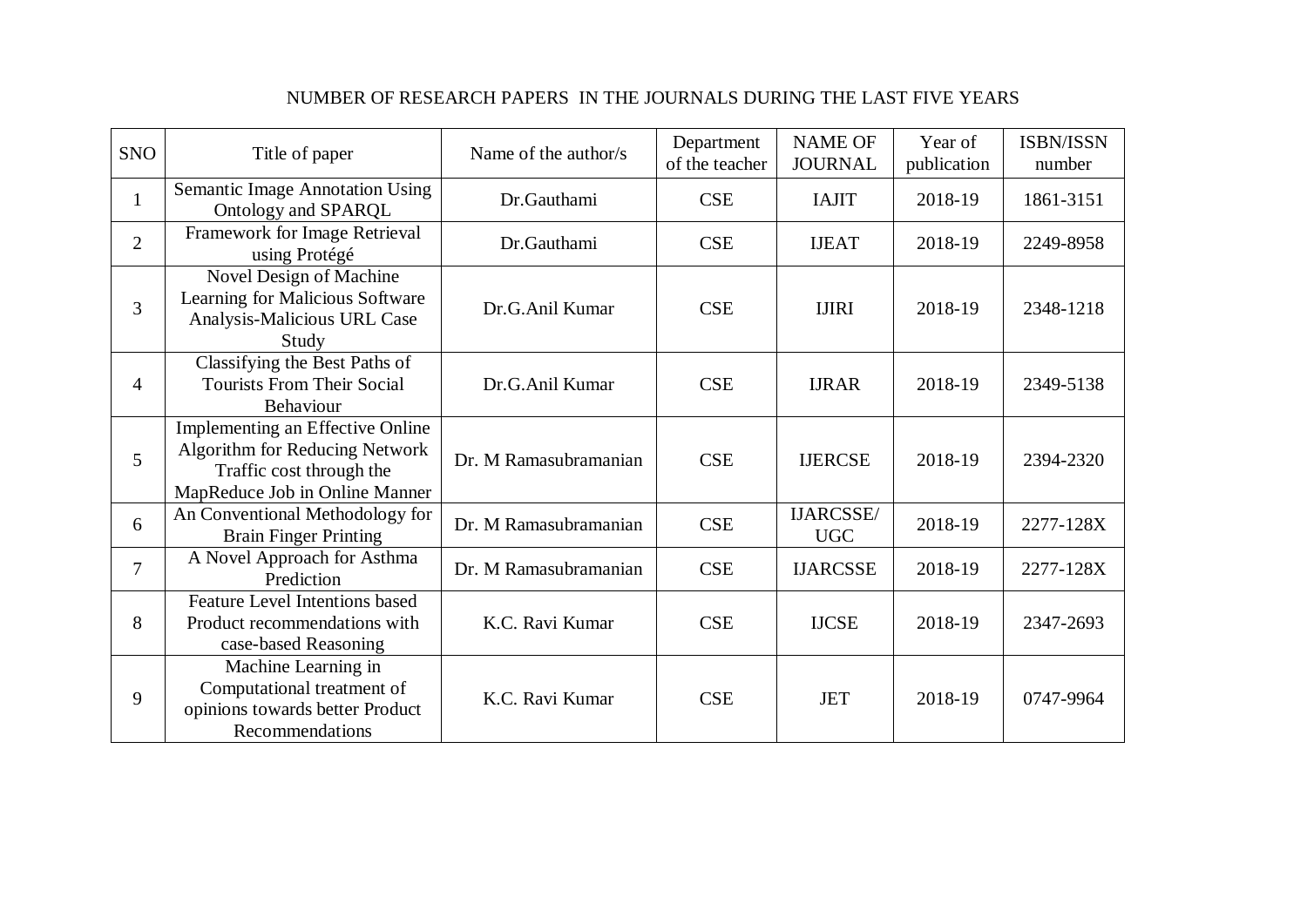NUMBER OF RESEARCH PAPERS IN THE JOURNALS DURING THE LAST FIVE YEARS

| SNO | Title of paper | Name of the author/s | Department of the teacher | NAME OF JOURNAL | Year of publication | ISBN/ISSN number |
|---|---|---|---|---|---|---|
| 1 | Semantic Image Annotation Using Ontology and SPARQL | Dr.Gauthami | CSE | IAJIT | 2018-19 | 1861-3151 |
| 2 | Framework for Image Retrieval using Protégé | Dr.Gauthami | CSE | IJEAT | 2018-19 | 2249-8958 |
| 3 | Novel Design of Machine Learning for Malicious Software Analysis-Malicious URL Case Study | Dr.G.Anil Kumar | CSE | IJIRI | 2018-19 | 2348-1218 |
| 4 | Classifying the Best Paths of Tourists From Their Social Behaviour | Dr.G.Anil Kumar | CSE | IJRAR | 2018-19 | 2349-5138 |
| 5 | Implementing an Effective Online Algorithm for Reducing Network Traffic cost through the MapReduce Job in Online Manner | Dr. M Ramasubramanian | CSE | IJERCSE | 2018-19 | 2394-2320 |
| 6 | An Conventional Methodology for Brain Finger Printing | Dr. M Ramasubramanian | CSE | IJARCSSE/ UGC | 2018-19 | 2277-128X |
| 7 | A Novel Approach for Asthma Prediction | Dr. M Ramasubramanian | CSE | IJARCSSE | 2018-19 | 2277-128X |
| 8 | Feature Level Intentions based Product recommendations with case-based Reasoning | K.C. Ravi Kumar | CSE | IJCSE | 2018-19 | 2347-2693 |
| 9 | Machine Learning in Computational treatment of opinions towards better Product Recommendations | K.C. Ravi Kumar | CSE | JET | 2018-19 | 0747-9964 |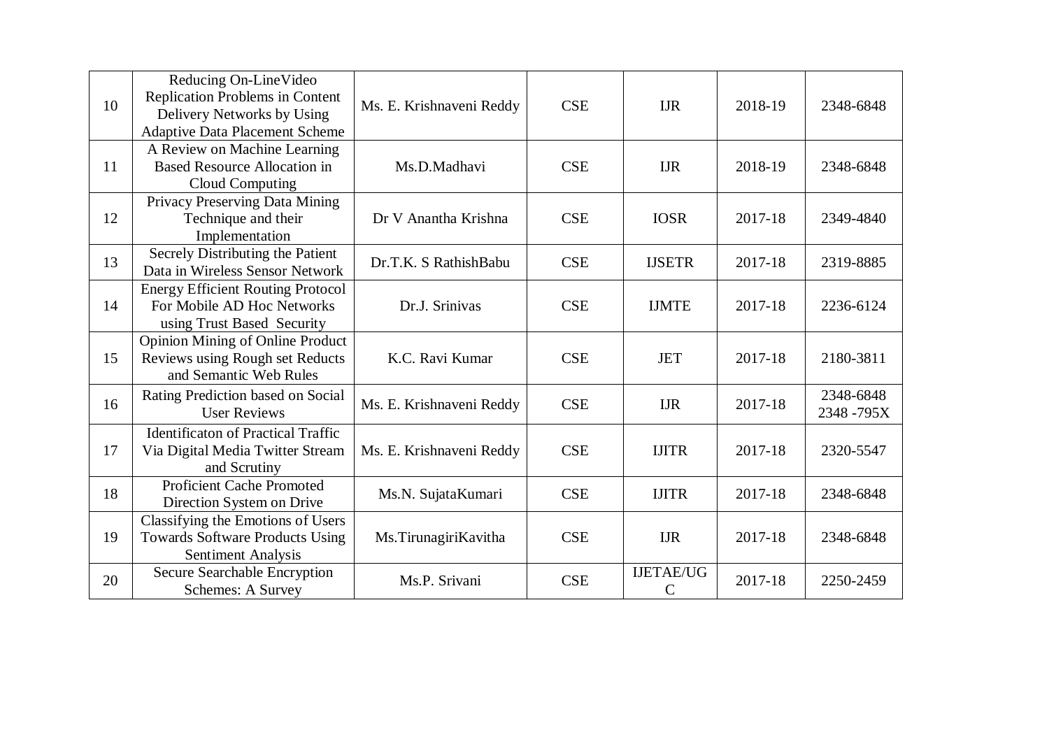| 10 | Reducing On-LineVideo Replication Problems in Content Delivery Networks by Using Adaptive Data Placement Scheme | Ms. E. Krishnaveni Reddy | CSE | IJR | 2018-19 | 2348-6848 |
|---|---|---|---|---|---|---|
| 11 | A Review on Machine Learning Based Resource Allocation in Cloud Computing | Ms.D.Madhavi | CSE | IJR | 2018-19 | 2348-6848 |
| 12 | Privacy Preserving Data Mining Technique and their Implementation | Dr V Anantha Krishna | CSE | IOSR | 2017-18 | 2349-4840 |
| 13 | Secrely Distributing the Patient Data in Wireless Sensor Network | Dr.T.K. S RathishBabu | CSE | IJSETR | 2017-18 | 2319-8885 |
| 14 | Energy Efficient Routing Protocol For Mobile AD Hoc Networks using Trust Based Security | Dr.J. Srinivas | CSE | IJMTE | 2017-18 | 2236-6124 |
| 15 | Opinion Mining of Online Product Reviews using Rough set Reducts and Semantic Web Rules | K.C. Ravi Kumar | CSE | JET | 2017-18 | 2180-3811 |
| 16 | Rating Prediction based on Social User Reviews | Ms. E. Krishnaveni Reddy | CSE | IJR | 2017-18 | 2348-6848 2348 -795X |
| 17 | Identificaton of Practical Traffic Via Digital Media Twitter Stream and Scrutiny | Ms. E. Krishnaveni Reddy | CSE | IJITR | 2017-18 | 2320-5547 |
| 18 | Proficient Cache Promoted Direction System on Drive | Ms.N. SujataKumari | CSE | IJITR | 2017-18 | 2348-6848 |
| 19 | Classifying the Emotions of Users Towards Software Products Using Sentiment Analysis | Ms.TirunagiriKavitha | CSE | IJR | 2017-18 | 2348-6848 |
| 20 | Secure Searchable Encryption Schemes: A Survey | Ms.P. Srivani | CSE | IJETAE/UGC | 2017-18 | 2250-2459 |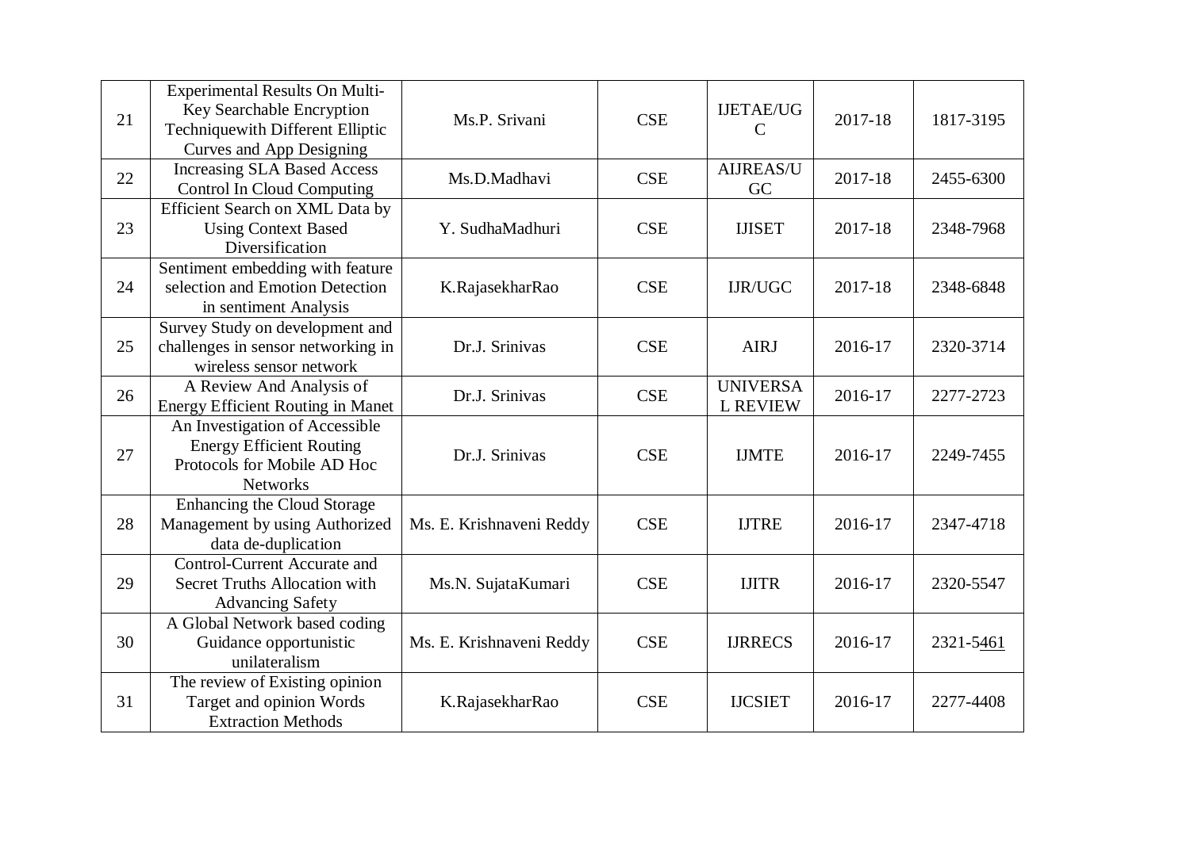| 21 | Experimental Results On Multi-Key Searchable Encryption Techniquewith Different Elliptic Curves and App Designing | Ms.P. Srivani | CSE | IJETAE/UGC | 2017-18 | 1817-3195 |
|---|---|---|---|---|---|---|
| 22 | Increasing SLA Based Access Control In Cloud Computing | Ms.D.Madhavi | CSE | AIJREAS/UGC | 2017-18 | 2455-6300 |
| 23 | Efficient Search on XML Data by Using Context Based Diversification | Y. SudhaMadhuri | CSE | IJISET | 2017-18 | 2348-7968 |
| 24 | Sentiment embedding with feature selection and Emotion Detection in sentiment Analysis | K.RajasekharRao | CSE | IJR/UGC | 2017-18 | 2348-6848 |
| 25 | Survey Study on development and challenges in sensor networking in wireless sensor network | Dr.J. Srinivas | CSE | AIRJ | 2016-17 | 2320-3714 |
| 26 | A Review And Analysis of Energy Efficient Routing in Manet | Dr.J. Srinivas | CSE | UNIVERSAL REVIEW | 2016-17 | 2277-2723 |
| 27 | An Investigation of Accessible Energy Efficient Routing Protocols for Mobile AD Hoc Networks | Dr.J. Srinivas | CSE | IJMTE | 2016-17 | 2249-7455 |
| 28 | Enhancing the Cloud Storage Management by using Authorized data de-duplication | Ms. E. Krishnaveni Reddy | CSE | IJTRE | 2016-17 | 2347-4718 |
| 29 | Control-Current Accurate and Secret Truths Allocation with Advancing Safety | Ms.N. SujataKumari | CSE | IJITR | 2016-17 | 2320-5547 |
| 30 | A Global Network based coding Guidance opportunistic unilateralism | Ms. E. Krishnaveni Reddy | CSE | IJRRECS | 2016-17 | 2321-5461 |
| 31 | The review of Existing opinion Target and opinion Words Extraction Methods | K.RajasekharRao | CSE | IJCSIET | 2016-17 | 2277-4408 |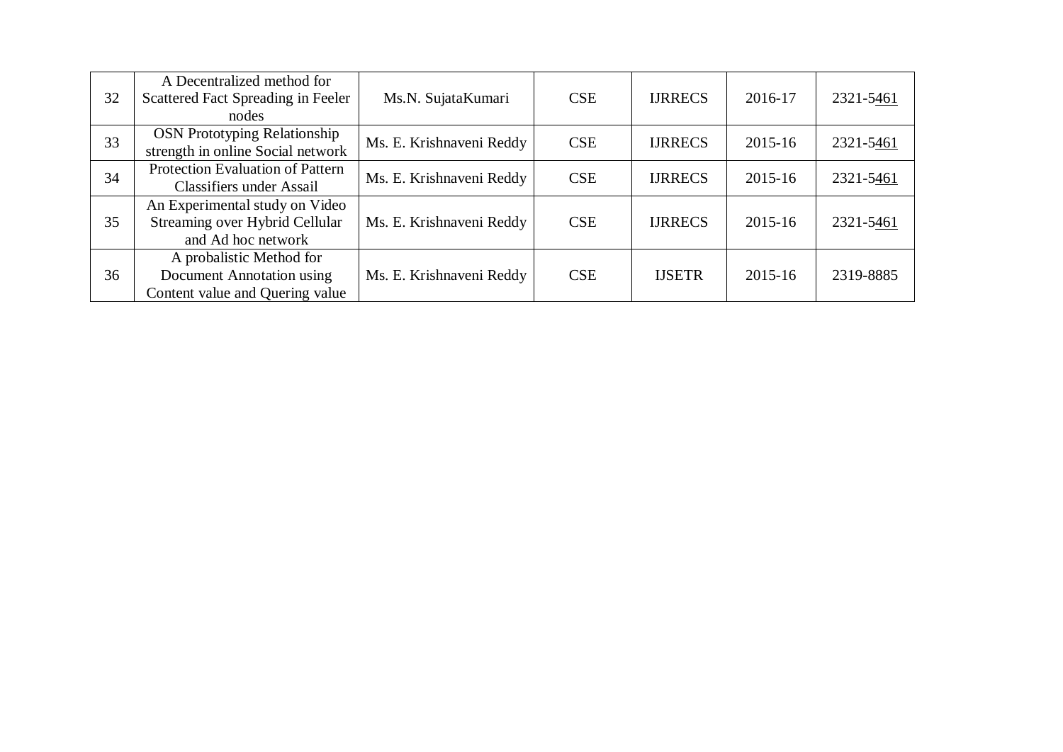| | | | | | | |
|---|---|---|---|---|---|---|
| 32 | A Decentralized method for Scattered Fact Spreading in Feeler nodes | Ms.N. SujataKumari | CSE | IJRRECS | 2016-17 | 2321-5461 |
| 33 | OSN Prototyping Relationship strength in online Social network | Ms. E. Krishnaveni Reddy | CSE | IJRRECS | 2015-16 | 2321-5461 |
| 34 | Protection Evaluation of Pattern Classifiers under Assail | Ms. E. Krishnaveni Reddy | CSE | IJRRECS | 2015-16 | 2321-5461 |
| 35 | An Experimental study on Video Streaming over Hybrid Cellular and Ad hoc network | Ms. E. Krishnaveni Reddy | CSE | IJRRECS | 2015-16 | 2321-5461 |
| 36 | A probalistic Method for Document Annotation using Content value and Quering value | Ms. E. Krishnaveni Reddy | CSE | IJSETR | 2015-16 | 2319-8885 |